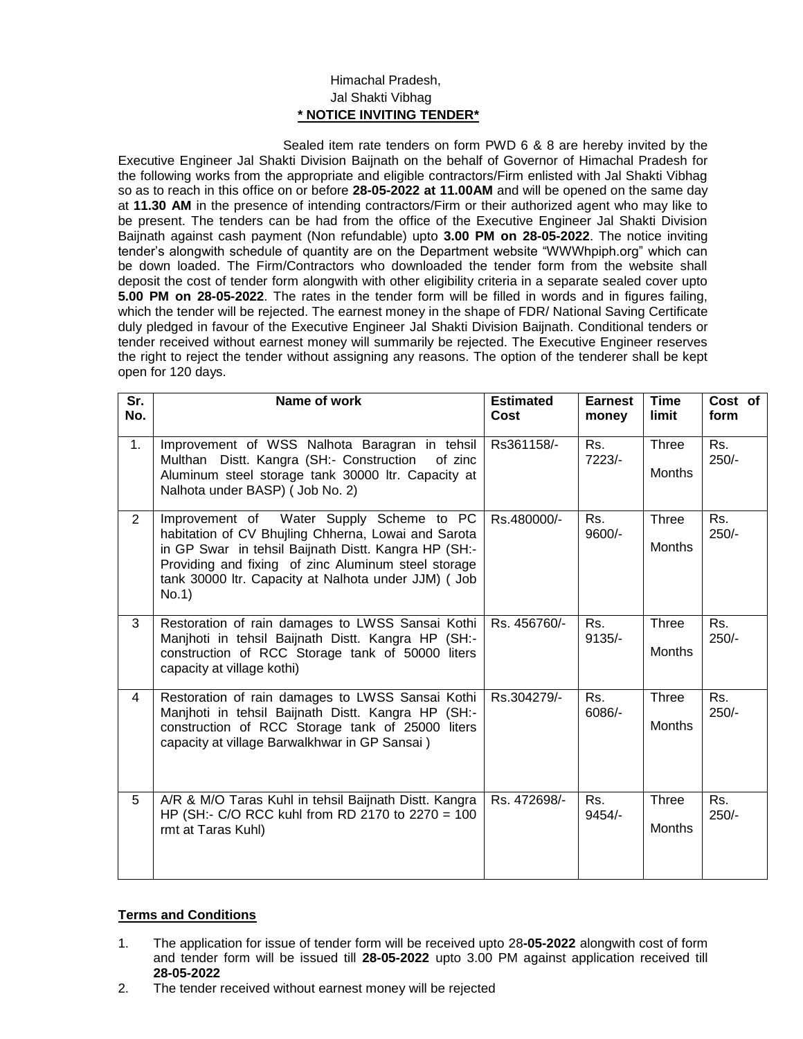Himachal Pradesh,
Jal Shakti Vibhag

**\* NOTICE INVITING TENDER\***

Sealed item rate tenders on form PWD 6 & 8 are hereby invited by the Executive Engineer Jal Shakti Division Baijnath on the behalf of Governor of Himachal Pradesh for the following works from the appropriate and eligible contractors/Firm enlisted with Jal Shakti Vibhag so as to reach in this office on or before **28-05-2022 at 11.00AM** and will be opened on the same day at **11.30 AM** in the presence of intending contractors/Firm or their authorized agent who may like to be present. The tenders can be had from the office of the Executive Engineer Jal Shakti Division Baijnath against cash payment (Non refundable) upto **3.00 PM on 28-05-2022**. The notice inviting tender's alongwith schedule of quantity are on the Department website "WWWhpiph.org" which can be down loaded. The Firm/Contractors who downloaded the tender form from the website shall deposit the cost of tender form alongwith with other eligibility criteria in a separate sealed cover upto **5.00 PM on 28-05-2022**. The rates in the tender form will be filled in words and in figures failing, which the tender will be rejected. The earnest money in the shape of FDR/ National Saving Certificate duly pledged in favour of the Executive Engineer Jal Shakti Division Baijnath. Conditional tenders or tender received without earnest money will summarily be rejected. The Executive Engineer reserves the right to reject the tender without assigning any reasons. The option of the tenderer shall be kept open for 120 days.

| Sr. No. | Name of work | Estimated Cost | Earnest money | Time limit | Cost of form |
|---|---|---|---|---|---|
| 1. | Improvement of WSS Nalhota Baragran in tehsil Multhan Distt. Kangra (SH:- Construction of zinc Aluminum steel storage tank 30000 ltr. Capacity at Nalhota under BASP) ( Job No. 2) | Rs361158/- | Rs. 7223/- | Three Months | Rs. 250/- |
| 2 | Improvement of Water Supply Scheme to PC habitation of CV Bhujling Chherna, Lowai and Sarota in GP Swar in tehsil Baijnath Distt. Kangra HP (SH:- Providing and fixing of zinc Aluminum steel storage tank 30000 ltr. Capacity at Nalhota under JJM) ( Job No.1) | Rs.480000/- | Rs. 9600/- | Three Months | Rs. 250/- |
| 3 | Restoration of rain damages to LWSS Sansai Kothi Manjhoti in tehsil Baijnath Distt. Kangra HP (SH:- construction of RCC Storage tank of 50000 liters capacity at village kothi) | Rs. 456760/- | Rs. 9135/- | Three Months | Rs. 250/- |
| 4 | Restoration of rain damages to LWSS Sansai Kothi Manjhoti in tehsil Baijnath Distt. Kangra HP (SH:- construction of RCC Storage tank of 25000 liters capacity at village Barwalkhwar in GP Sansai ) | Rs.304279/- | Rs. 6086/- | Three Months | Rs. 250/- |
| 5 | A/R & M/O Taras Kuhl in tehsil Baijnath Distt. Kangra HP (SH:- C/O RCC kuhl from RD 2170 to 2270 = 100 rmt at Taras Kuhl) | Rs. 472698/- | Rs. 9454/- | Three Months | Rs. 250/- |

**Terms and Conditions**

1. The application for issue of tender form will be received upto 28**-05-2022** alongwith cost of form and tender form will be issued till **28-05-2022** upto 3.00 PM against application received till **28-05-2022**
2. The tender received without earnest money will be rejected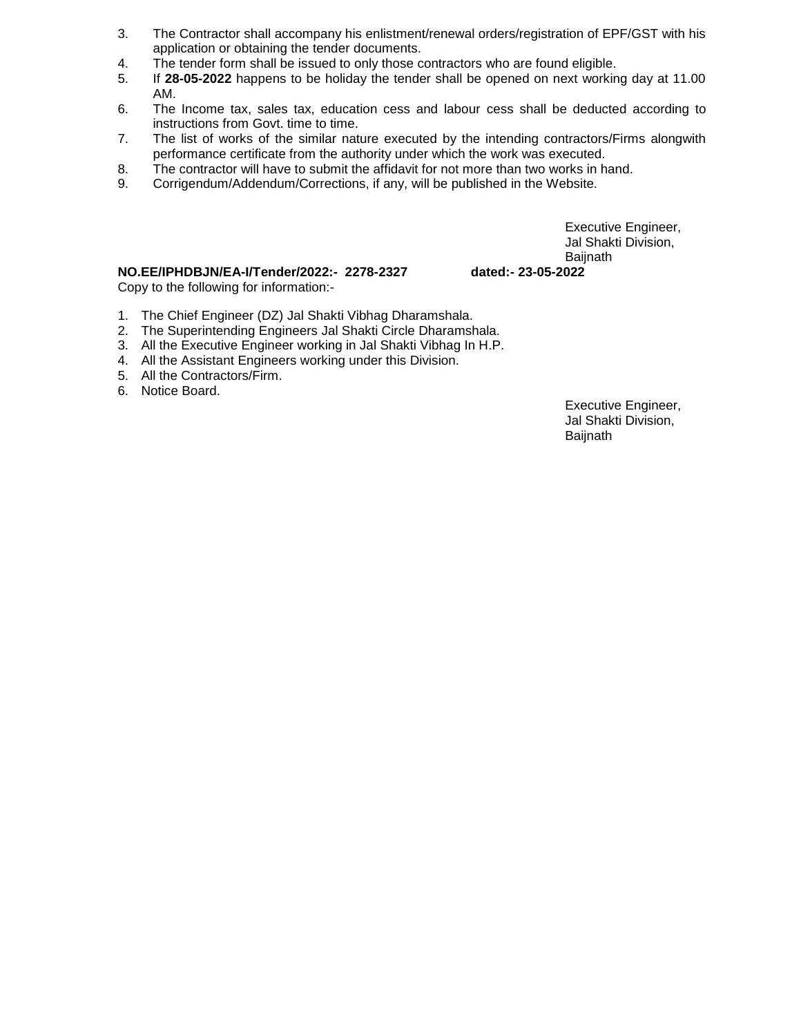3. The Contractor shall accompany his enlistment/renewal orders/registration of EPF/GST with his application or obtaining the tender documents.
4. The tender form shall be issued to only those contractors who are found eligible.
5. If **28-05-2022** happens to be holiday the tender shall be opened on next working day at 11.00 AM.
6. The Income tax, sales tax, education cess and labour cess shall be deducted according to instructions from Govt. time to time.
7. The list of works of the similar nature executed by the intending contractors/Firms alongwith performance certificate from the authority under which the work was executed.
8. The contractor will have to submit the affidavit for not more than two works in hand.
9. Corrigendum/Addendum/Corrections, if any, will be published in the Website.

Executive Engineer,
Jal Shakti Division,
Baijnath

**NO.EE/IPHDBJN/EA-I/Tender/2022:- 2278-2327 dated:- 23-05-2022**

Copy to the following for information:-

1. The Chief Engineer (DZ) Jal Shakti Vibhag Dharamshala.
2. The Superintending Engineers Jal Shakti Circle Dharamshala.
3. All the Executive Engineer working in Jal Shakti Vibhag In H.P.
4. All the Assistant Engineers working under this Division.
5. All the Contractors/Firm.
6. Notice Board.

Executive Engineer,
Jal Shakti Division,
Baijnath